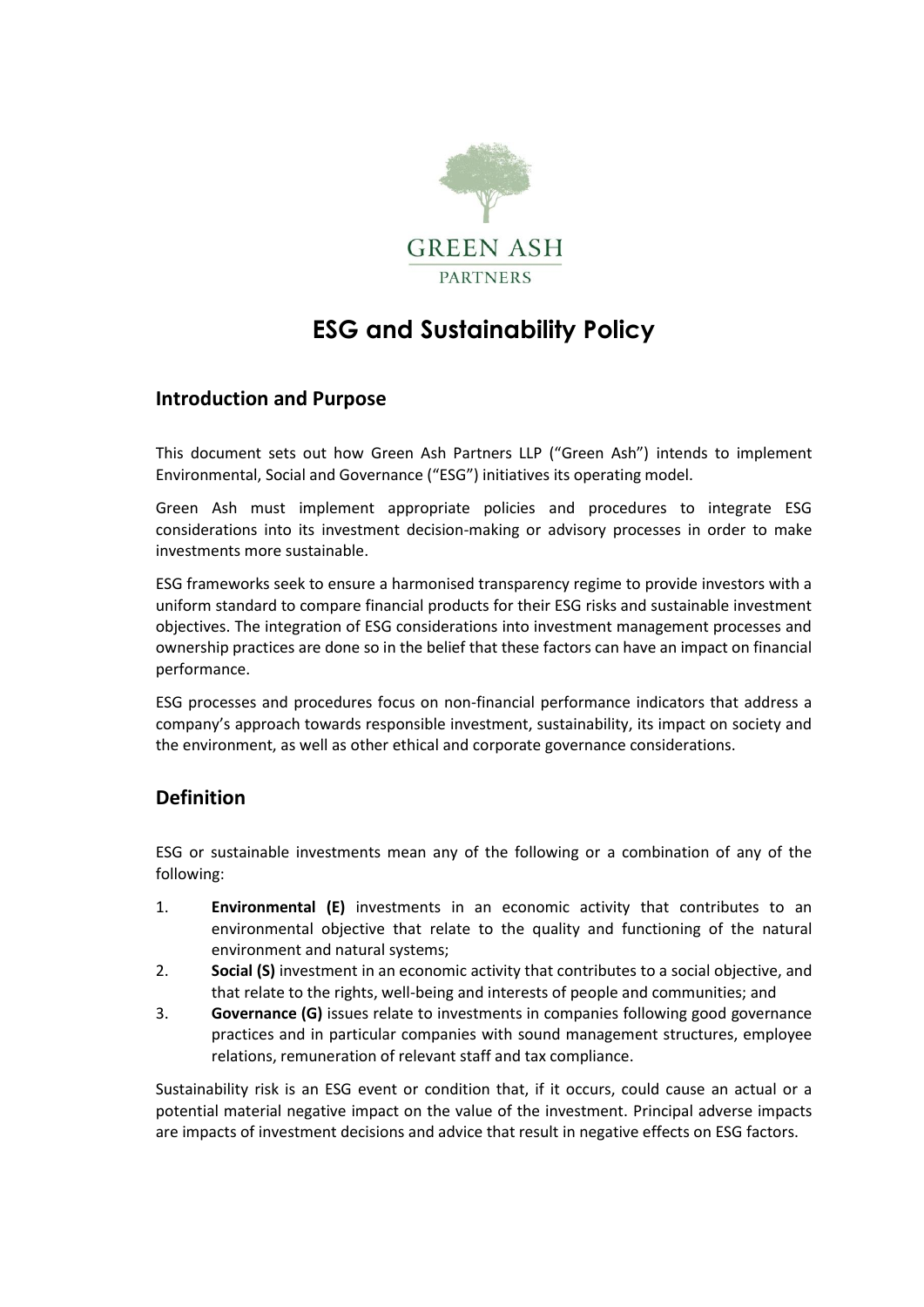GREEN ASH
PARTNERS

# ESG and Sustainability Policy

## Introduction and Purpose

This document sets out how Green Ash Partners LLP ("Green Ash") intends to implement Environmental, Social and Governance ("ESG") initiatives its operating model.

Green Ash must implement appropriate policies and procedures to integrate ESG considerations into its investment decision-making or advisory processes in order to make investments more sustainable.

ESG frameworks seek to ensure a harmonised transparency regime to provide investors with a uniform standard to compare financial products for their ESG risks and sustainable investment objectives. The integration of ESG considerations into investment management processes and ownership practices are done so in the belief that these factors can have an impact on financial performance.

ESG processes and procedures focus on non-financial performance indicators that address a company's approach towards responsible investment, sustainability, its impact on society and the environment, as well as other ethical and corporate governance considerations.

## Definition

ESG or sustainable investments mean any of the following or a combination of any of the following:

1. **Environmental (E)** investments in an economic activity that contributes to an environmental objective that relate to the quality and functioning of the natural environment and natural systems;
2. **Social (S)** investment in an economic activity that contributes to a social objective, and that relate to the rights, well-being and interests of people and communities; and
3. **Governance (G)** issues relate to investments in companies following good governance practices and in particular companies with sound management structures, employee relations, remuneration of relevant staff and tax compliance.

Sustainability risk is an ESG event or condition that, if it occurs, could cause an actual or a potential material negative impact on the value of the investment. Principal adverse impacts are impacts of investment decisions and advice that result in negative effects on ESG factors.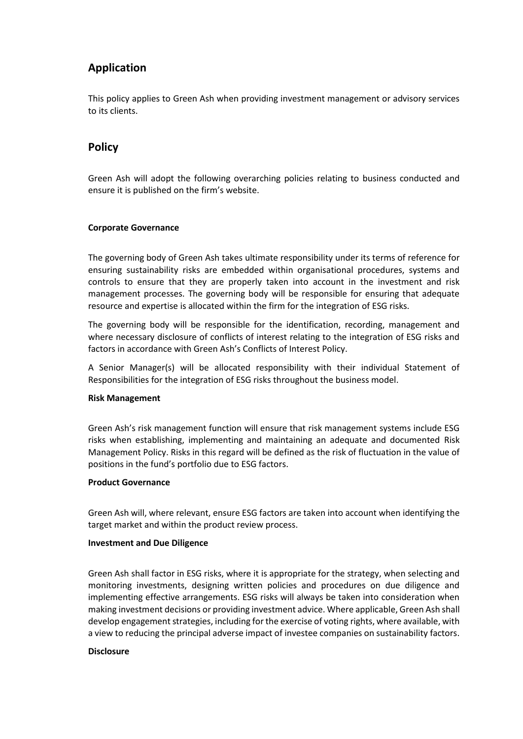## Application

This policy applies to Green Ash when providing investment management or advisory services to its clients.

## Policy

Green Ash will adopt the following overarching policies relating to business conducted and ensure it is published on the firm's website.

### Corporate Governance

The governing body of Green Ash takes ultimate responsibility under its terms of reference for ensuring sustainability risks are embedded within organisational procedures, systems and controls to ensure that they are properly taken into account in the investment and risk management processes. The governing body will be responsible for ensuring that adequate resource and expertise is allocated within the firm for the integration of ESG risks.

The governing body will be responsible for the identification, recording, management and where necessary disclosure of conflicts of interest relating to the integration of ESG risks and factors in accordance with Green Ash's Conflicts of Interest Policy.

A Senior Manager(s) will be allocated responsibility with their individual Statement of Responsibilities for the integration of ESG risks throughout the business model.

### Risk Management

Green Ash's risk management function will ensure that risk management systems include ESG risks when establishing, implementing and maintaining an adequate and documented Risk Management Policy. Risks in this regard will be defined as the risk of fluctuation in the value of positions in the fund's portfolio due to ESG factors.

### Product Governance

Green Ash will, where relevant, ensure ESG factors are taken into account when identifying the target market and within the product review process.

### Investment and Due Diligence

Green Ash shall factor in ESG risks, where it is appropriate for the strategy, when selecting and monitoring investments, designing written policies and procedures on due diligence and implementing effective arrangements. ESG risks will always be taken into consideration when making investment decisions or providing investment advice. Where applicable, Green Ash shall develop engagement strategies, including for the exercise of voting rights, where available, with a view to reducing the principal adverse impact of investee companies on sustainability factors.

### Disclosure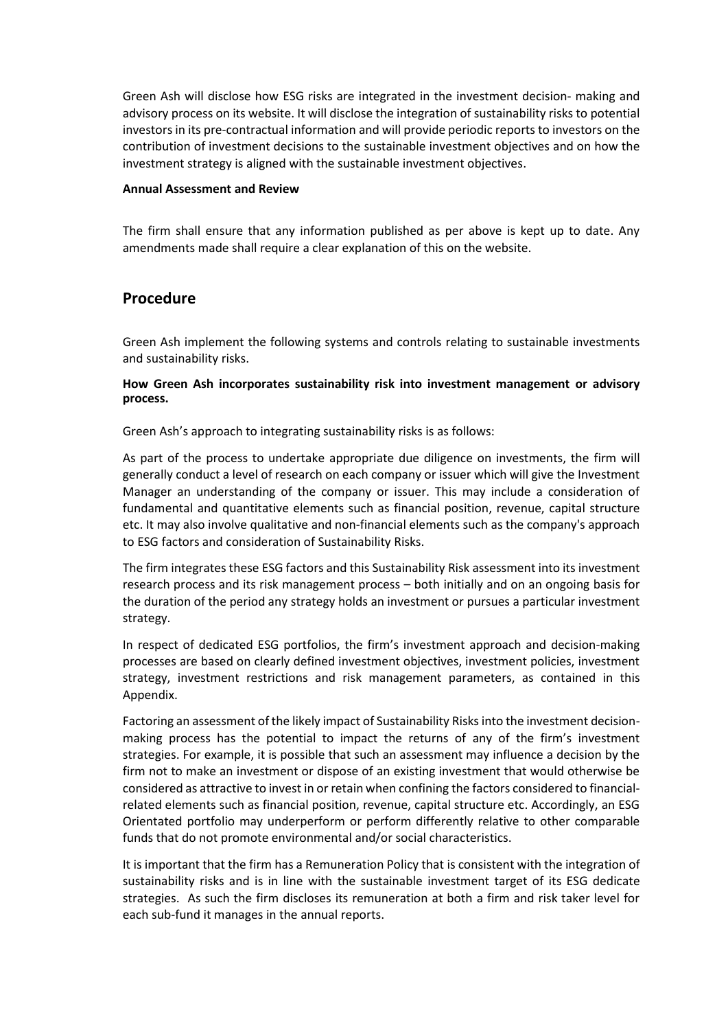Green Ash will disclose how ESG risks are integrated in the investment decision- making and advisory process on its website. It will disclose the integration of sustainability risks to potential investors in its pre-contractual information and will provide periodic reports to investors on the contribution of investment decisions to the sustainable investment objectives and on how the investment strategy is aligned with the sustainable investment objectives.

**Annual Assessment and Review**

The firm shall ensure that any information published as per above is kept up to date. Any amendments made shall require a clear explanation of this on the website.

## Procedure

Green Ash implement the following systems and controls relating to sustainable investments and sustainability risks.

**How Green Ash incorporates sustainability risk into investment management or advisory process.**

Green Ash's approach to integrating sustainability risks is as follows:

As part of the process to undertake appropriate due diligence on investments, the firm will generally conduct a level of research on each company or issuer which will give the Investment Manager an understanding of the company or issuer. This may include a consideration of fundamental and quantitative elements such as financial position, revenue, capital structure etc. It may also involve qualitative and non-financial elements such as the company's approach to ESG factors and consideration of Sustainability Risks.

The firm integrates these ESG factors and this Sustainability Risk assessment into its investment research process and its risk management process – both initially and on an ongoing basis for the duration of the period any strategy holds an investment or pursues a particular investment strategy.

In respect of dedicated ESG portfolios, the firm's investment approach and decision-making processes are based on clearly defined investment objectives, investment policies, investment strategy, investment restrictions and risk management parameters, as contained in this Appendix.

Factoring an assessment of the likely impact of Sustainability Risks into the investment decision-making process has the potential to impact the returns of any of the firm's investment strategies. For example, it is possible that such an assessment may influence a decision by the firm not to make an investment or dispose of an existing investment that would otherwise be considered as attractive to invest in or retain when confining the factors considered to financial-related elements such as financial position, revenue, capital structure etc. Accordingly, an ESG Orientated portfolio may underperform or perform differently relative to other comparable funds that do not promote environmental and/or social characteristics.

It is important that the firm has a Remuneration Policy that is consistent with the integration of sustainability risks and is in line with the sustainable investment target of its ESG dedicate strategies. As such the firm discloses its remuneration at both a firm and risk taker level for each sub-fund it manages in the annual reports.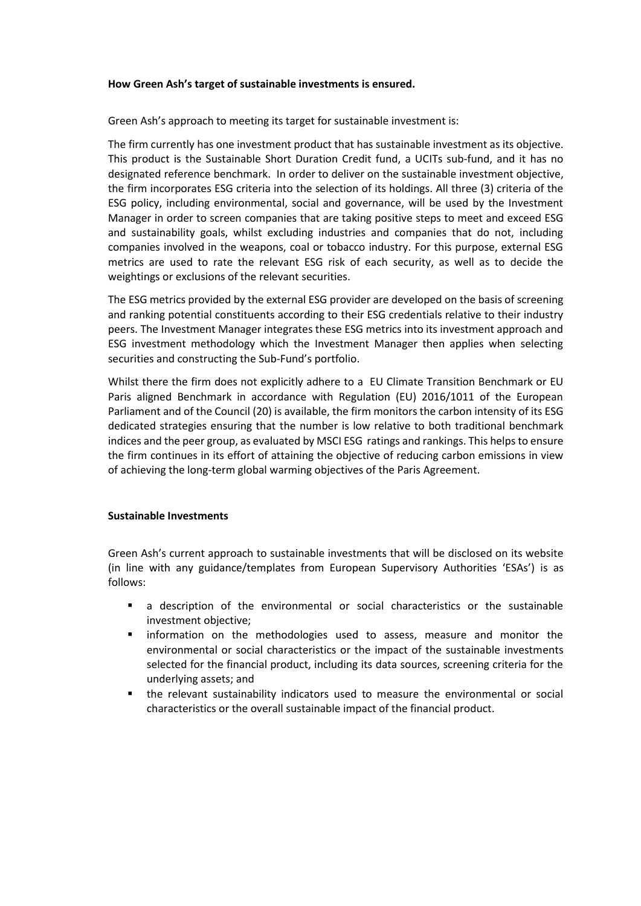**How Green Ash's target of sustainable investments is ensured.**

Green Ash's approach to meeting its target for sustainable investment is:

The firm currently has one investment product that has sustainable investment as its objective. This product is the Sustainable Short Duration Credit fund, a UCITs sub-fund, and it has no designated reference benchmark. In order to deliver on the sustainable investment objective, the firm incorporates ESG criteria into the selection of its holdings. All three (3) criteria of the ESG policy, including environmental, social and governance, will be used by the Investment Manager in order to screen companies that are taking positive steps to meet and exceed ESG and sustainability goals, whilst excluding industries and companies that do not, including companies involved in the weapons, coal or tobacco industry. For this purpose, external ESG metrics are used to rate the relevant ESG risk of each security, as well as to decide the weightings or exclusions of the relevant securities.

The ESG metrics provided by the external ESG provider are developed on the basis of screening and ranking potential constituents according to their ESG credentials relative to their industry peers. The Investment Manager integrates these ESG metrics into its investment approach and ESG investment methodology which the Investment Manager then applies when selecting securities and constructing the Sub-Fund's portfolio.

Whilst there the firm does not explicitly adhere to a EU Climate Transition Benchmark or EU Paris aligned Benchmark in accordance with Regulation (EU) 2016/1011 of the European Parliament and of the Council (20) is available, the firm monitors the carbon intensity of its ESG dedicated strategies ensuring that the number is low relative to both traditional benchmark indices and the peer group, as evaluated by MSCI ESG ratings and rankings. This helps to ensure the firm continues in its effort of attaining the objective of reducing carbon emissions in view of achieving the long-term global warming objectives of the Paris Agreement.

**Sustainable Investments**

Green Ash's current approach to sustainable investments that will be disclosed on its website (in line with any guidance/templates from European Supervisory Authorities 'ESAs') is as follows:

- a description of the environmental or social characteristics or the sustainable investment objective;
- information on the methodologies used to assess, measure and monitor the environmental or social characteristics or the impact of the sustainable investments selected for the financial product, including its data sources, screening criteria for the underlying assets; and
- the relevant sustainability indicators used to measure the environmental or social characteristics or the overall sustainable impact of the financial product.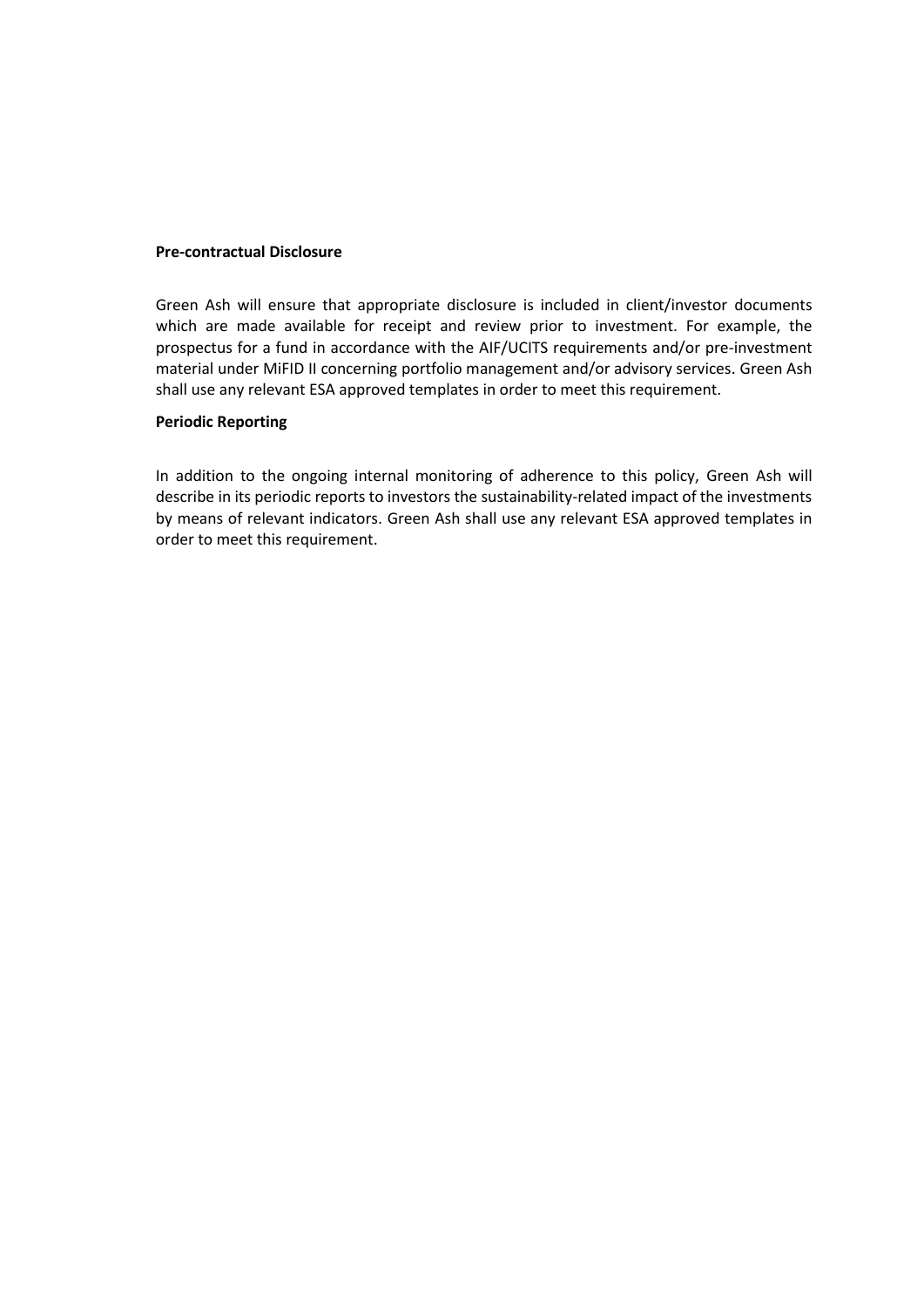**Pre-contractual Disclosure**

Green Ash will ensure that appropriate disclosure is included in client/investor documents which are made available for receipt and review prior to investment. For example, the prospectus for a fund in accordance with the AIF/UCITS requirements and/or pre-investment material under MiFID II concerning portfolio management and/or advisory services. Green Ash shall use any relevant ESA approved templates in order to meet this requirement.

**Periodic Reporting**

In addition to the ongoing internal monitoring of adherence to this policy, Green Ash will describe in its periodic reports to investors the sustainability-related impact of the investments by means of relevant indicators. Green Ash shall use any relevant ESA approved templates in order to meet this requirement.